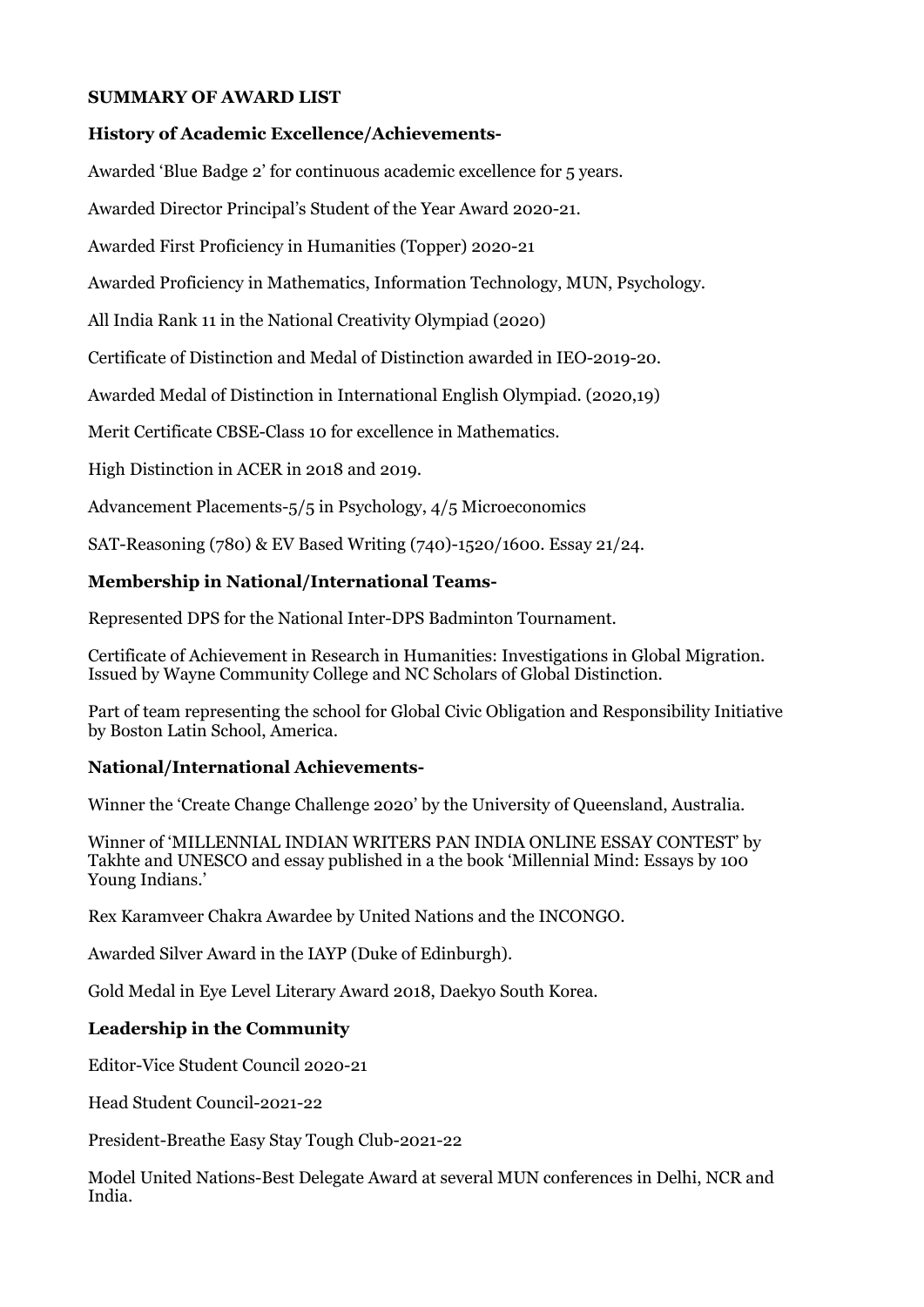**SUMMARY OF AWARD LIST**

**History of Academic Excellence/Achievements-**

Awarded 'Blue Badge 2' for continuous academic excellence for 5 years.

Awarded Director Principal's Student of the Year Award 2020-21.

Awarded First Proficiency in Humanities (Topper) 2020-21

Awarded Proficiency in Mathematics, Information Technology, MUN, Psychology.

All India Rank 11 in the National Creativity Olympiad (2020)

Certificate of Distinction and Medal of Distinction awarded in IEO-2019-20.

Awarded Medal of Distinction in International English Olympiad. (2020,19)

Merit Certificate CBSE-Class 10 for excellence in Mathematics.

High Distinction in ACER in 2018 and 2019.

Advancement Placements-5/5 in Psychology, 4/5 Microeconomics

SAT-Reasoning (780) & EV Based Writing (740)-1520/1600. Essay 21/24.

**Membership in National/International Teams-**

Represented DPS for the National Inter-DPS Badminton Tournament.

Certificate of Achievement in Research in Humanities: Investigations in Global Migration. Issued by Wayne Community College and NC Scholars of Global Distinction.

Part of team representing the school for Global Civic Obligation and Responsibility Initiative by Boston Latin School, America.

**National/International Achievements-**

Winner the 'Create Change Challenge 2020' by the University of Queensland, Australia.

Winner of 'MILLENNIAL INDIAN WRITERS PAN INDIA ONLINE ESSAY CONTEST" by Takhte and UNESCO and essay published in a the book 'Millennial Mind: Essays by 100 Young Indians.'

Rex Karamveer Chakra Awardee by United Nations and the INCONGO.

Awarded Silver Award in the IAYP (Duke of Edinburgh).

Gold Medal in Eye Level Literary Award 2018, Daekyo South Korea.

**Leadership in the Community**

Editor-Vice Student Council 2020-21

Head Student Council-2021-22

President-Breathe Easy Stay Tough Club-2021-22

Model United Nations-Best Delegate Award at several MUN conferences in Delhi, NCR and India.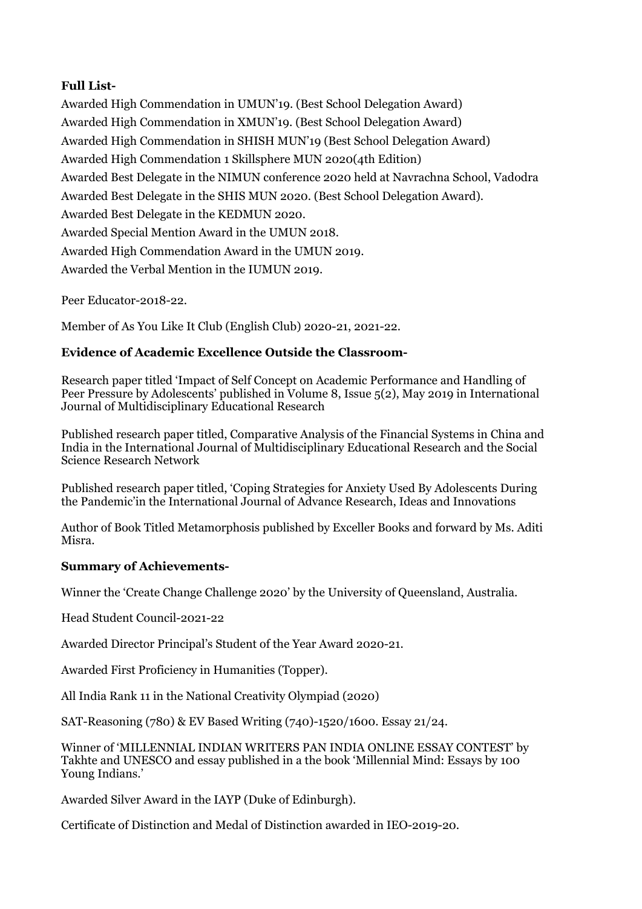**Full List-**

Awarded High Commendation in UMUN'19. (Best School Delegation Award)

Awarded High Commendation in XMUN'19. (Best School Delegation Award)

Awarded High Commendation in SHISH MUN'19 (Best School Delegation Award)

Awarded High Commendation 1 Skillsphere MUN 2020(4th Edition)

Awarded Best Delegate in the NIMUN conference 2020 held at Navrachna School, Vadodra

Awarded Best Delegate in the SHIS MUN 2020. (Best School Delegation Award).

Awarded Best Delegate in the KEDMUN 2020.

Awarded Special Mention Award in the UMUN 2018.

Awarded High Commendation Award in the UMUN 2019.

Awarded the Verbal Mention in the IUMUN 2019.

Peer Educator-2018-22.

Member of As You Like It Club (English Club) 2020-21, 2021-22.

**Evidence of Academic Excellence Outside the Classroom-**

Research paper titled 'Impact of Self Concept on Academic Performance and Handling of Peer Pressure by Adolescents' published in Volume 8, Issue 5(2), May 2019 in International Journal of Multidisciplinary Educational Research

Published research paper titled, Comparative Analysis of the Financial Systems in China and India in the International Journal of Multidisciplinary Educational Research and the Social Science Research Network

Published research paper titled, 'Coping Strategies for Anxiety Used By Adolescents During the Pandemic'in the International Journal of Advance Research, Ideas and Innovations

Author of Book Titled Metamorphosis published by Exceller Books and forward by Ms. Aditi Misra.

**Summary of Achievements-**

Winner the 'Create Change Challenge 2020' by the University of Queensland, Australia.

Head Student Council-2021-22

Awarded Director Principal's Student of the Year Award 2020-21.

Awarded First Proficiency in Humanities (Topper).

All India Rank 11 in the National Creativity Olympiad (2020)

SAT-Reasoning (780) & EV Based Writing (740)-1520/1600. Essay 21/24.

Winner of 'MILLENNIAL INDIAN WRITERS PAN INDIA ONLINE ESSAY CONTEST' by Takhte and UNESCO and essay published in a the book 'Millennial Mind: Essays by 100 Young Indians.'

Awarded Silver Award in the IAYP (Duke of Edinburgh).

Certificate of Distinction and Medal of Distinction awarded in IEO-2019-20.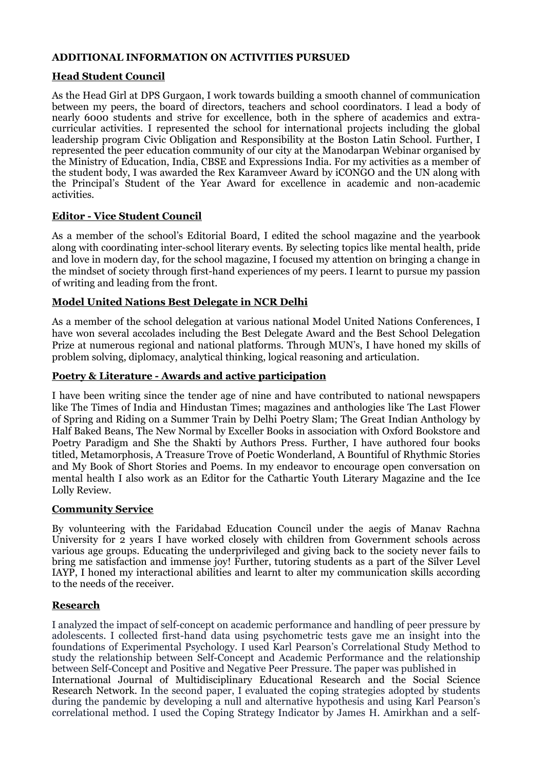**ADDITIONAL INFORMATION ON ACTIVITIES PURSUED**

**Head Student Council**

As the Head Girl at DPS Gurgaon, I work towards building a smooth channel of communication between my peers, the board of directors, teachers and school coordinators. I lead a body of nearly 6000 students and strive for excellence, both in the sphere of academics and extra-curricular activities. I represented the school for international projects including the global leadership program Civic Obligation and Responsibility at the Boston Latin School. Further, I represented the peer education community of our city at the Manodarpan Webinar organised by the Ministry of Education, India, CBSE and Expressions India. For my activities as a member of the student body, I was awarded the Rex Karamveer Award by iCONGO and the UN along with the Principal's Student of the Year Award for excellence in academic and non-academic activities.

**Editor - Vice Student Council**

As a member of the school's Editorial Board, I edited the school magazine and the yearbook along with coordinating inter-school literary events. By selecting topics like mental health, pride and love in modern day, for the school magazine, I focused my attention on bringing a change in the mindset of society through first-hand experiences of my peers. I learnt to pursue my passion of writing and leading from the front.

**Model United Nations Best Delegate in NCR Delhi**

As a member of the school delegation at various national Model United Nations Conferences, I have won several accolades including the Best Delegate Award and the Best School Delegation Prize at numerous regional and national platforms. Through MUN's, I have honed my skills of problem solving, diplomacy, analytical thinking, logical reasoning and articulation.

**Poetry & Literature - Awards and active participation**

I have been writing since the tender age of nine and have contributed to national newspapers like The Times of India and Hindustan Times; magazines and anthologies like The Last Flower of Spring and Riding on a Summer Train by Delhi Poetry Slam; The Great Indian Anthology by Half Baked Beans, The New Normal by Exceller Books in association with Oxford Bookstore and Poetry Paradigm and She the Shakti by Authors Press. Further, I have authored four books titled, Metamorphosis, A Treasure Trove of Poetic Wonderland, A Bountiful of Rhythmic Stories and My Book of Short Stories and Poems. In my endeavor to encourage open conversation on mental health I also work as an Editor for the Cathartic Youth Literary Magazine and the Ice Lolly Review.

**Community Service**

By volunteering with the Faridabad Education Council under the aegis of Manav Rachna University for 2 years I have worked closely with children from Government schools across various age groups. Educating the underprivileged and giving back to the society never fails to bring me satisfaction and immense joy! Further, tutoring students as a part of the Silver Level IAYP, I honed my interactional abilities and learnt to alter my communication skills according to the needs of the receiver.

**Research**

I analyzed the impact of self-concept on academic performance and handling of peer pressure by adolescents. I collected first-hand data using psychometric tests gave me an insight into the foundations of Experimental Psychology. I used Karl Pearson's Correlational Study Method to study the relationship between Self-Concept and Academic Performance and the relationship between Self-Concept and Positive and Negative Peer Pressure. The paper was published in International Journal of Multidisciplinary Educational Research and the Social Science Research Network. In the second paper, I evaluated the coping strategies adopted by students during the pandemic by developing a null and alternative hypothesis and using Karl Pearson's correlational method. I used the Coping Strategy Indicator by James H. Amirkhan and a self-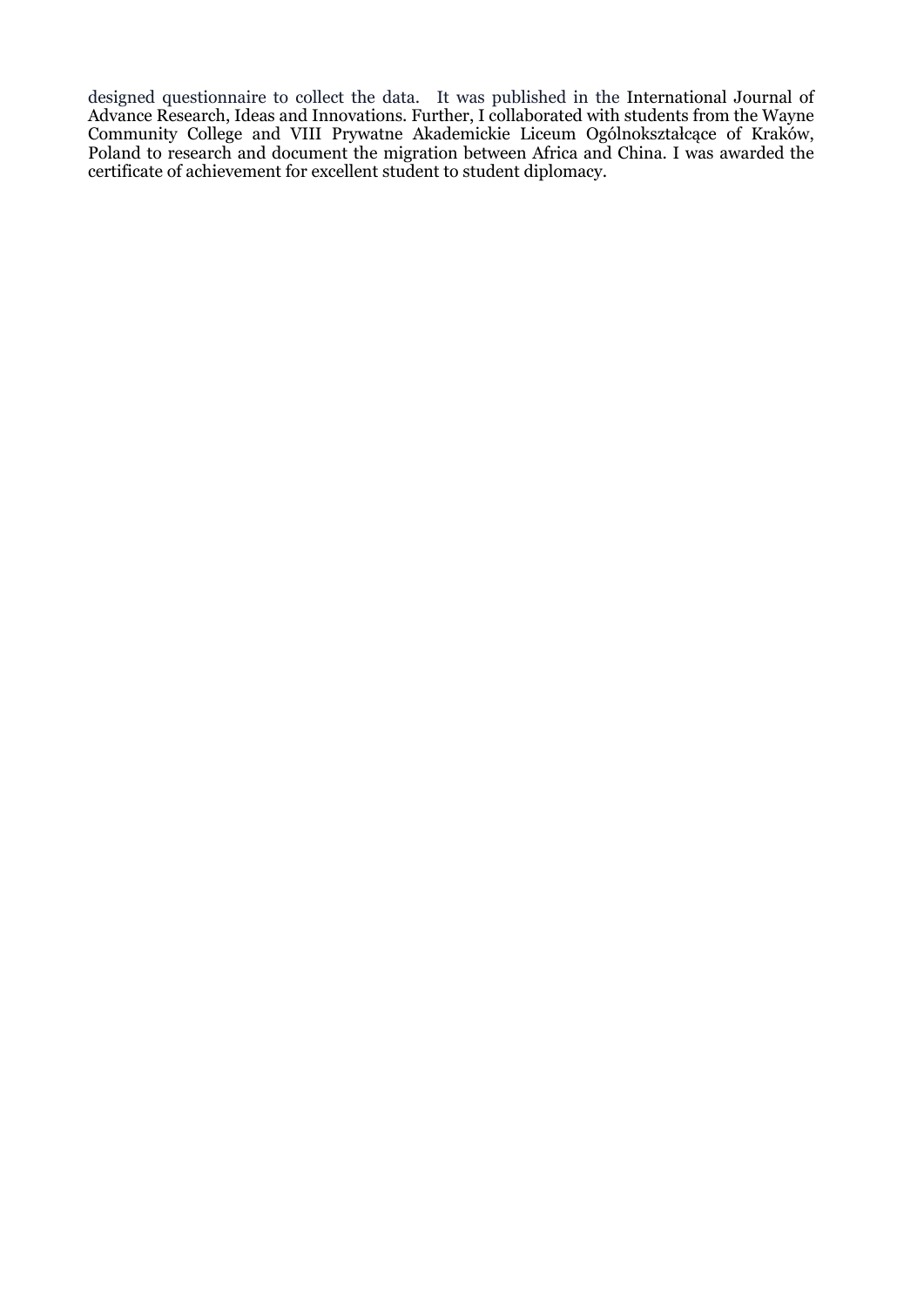designed questionnaire to collect the data. It was published in the International Journal of Advance Research, Ideas and Innovations. Further, I collaborated with students from the Wayne Community College and VIII Prywatne Akademickie Liceum Ogólnokształcące of Kraków, Poland to research and document the migration between Africa and China. I was awarded the certificate of achievement for excellent student to student diplomacy.